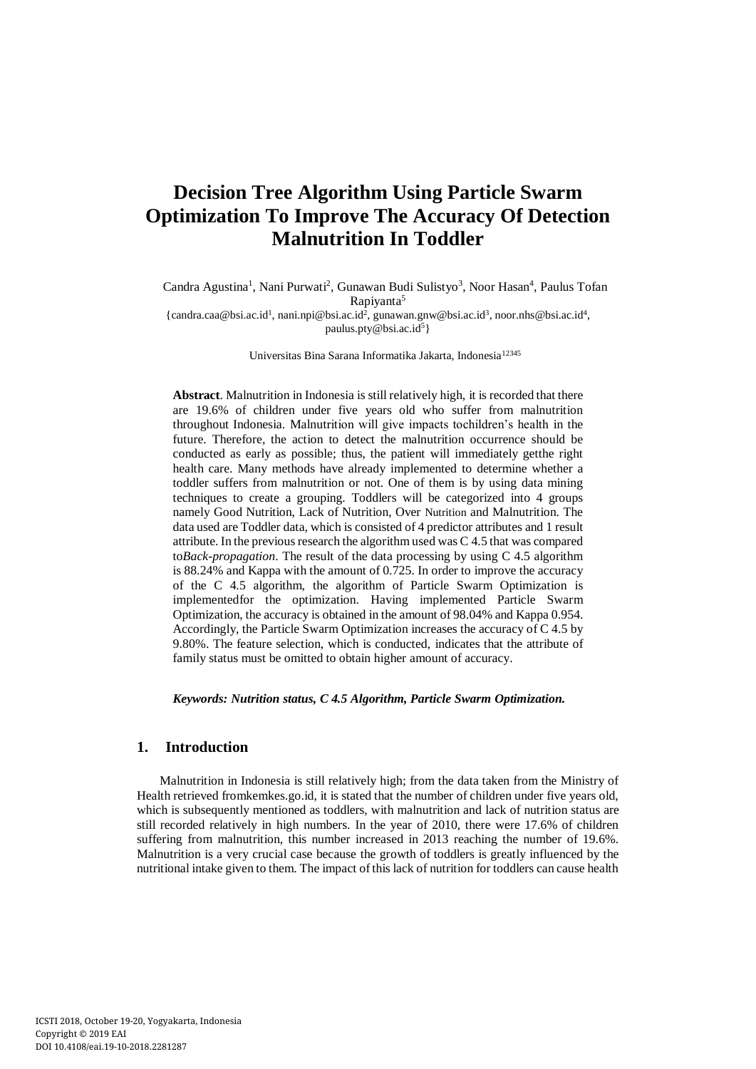# Decision Tree Algorithm Using Particle Swarm Optimization To Improve The Accuracy Of Detection Malnutrition In Toddler

Candra Agustina[1], Nani Purwati[2], Gunawan Budi Sulistyo[3], Noor Hasan[4], Paulus Tofan Rapiyanta[5]

{candra.caa@bsi.ac.id[1], nani.npi@bsi.ac.id[2], gunawan.gnw@bsi.ac.id[3], noor.nhs@bsi.ac.id[4], paulus.pty@bsi.ac.id[5]}

Universitas Bina Sarana Informatika Jakarta, Indonesia[12345]

**Abstract**. Malnutrition in Indonesia is still relatively high, it is recorded that there are 19.6% of children under five years old who suffer from malnutrition throughout Indonesia. Malnutrition will give impacts tochildren's health in the future. Therefore, the action to detect the malnutrition occurrence should be conducted as early as possible; thus, the patient will immediately getthe right health care. Many methods have already implemented to determine whether a toddler suffers from malnutrition or not. One of them is by using data mining techniques to create a grouping. Toddlers will be categorized into 4 groups namely Good Nutrition, Lack of Nutrition, Over Nutrition and Malnutrition. The data used are Toddler data, which is consisted of 4 predictor attributes and 1 result attribute. In the previous research the algorithm used was C 4.5 that was compared to*Back-propagation*. The result of the data processing by using C 4.5 algorithm is 88.24% and Kappa with the amount of 0.725. In order to improve the accuracy of the C 4.5 algorithm, the algorithm of Particle Swarm Optimization is implementedfor the optimization. Having implemented Particle Swarm Optimization, the accuracy is obtained in the amount of 98.04% and Kappa 0.954. Accordingly, the Particle Swarm Optimization increases the accuracy of C 4.5 by 9.80%. The feature selection, which is conducted, indicates that the attribute of family status must be omitted to obtain higher amount of accuracy.

***Keywords: Nutrition status, C 4.5 Algorithm, Particle Swarm Optimization.***

## 1. Introduction

Malnutrition in Indonesia is still relatively high; from the data taken from the Ministry of Health retrieved fromkemkes.go.id, it is stated that the number of children under five years old, which is subsequently mentioned as toddlers, with malnutrition and lack of nutrition status are still recorded relatively in high numbers. In the year of 2010, there were 17.6% of children suffering from malnutrition, this number increased in 2013 reaching the number of 19.6%. Malnutrition is a very crucial case because the growth of toddlers is greatly influenced by the nutritional intake given to them. The impact of this lack of nutrition for toddlers can cause health

ICSTI 2018, October 19-20, Yogyakarta, Indonesia
Copyright © 2019 EAI
DOI 10.4108/eai.19-10-2018.2281287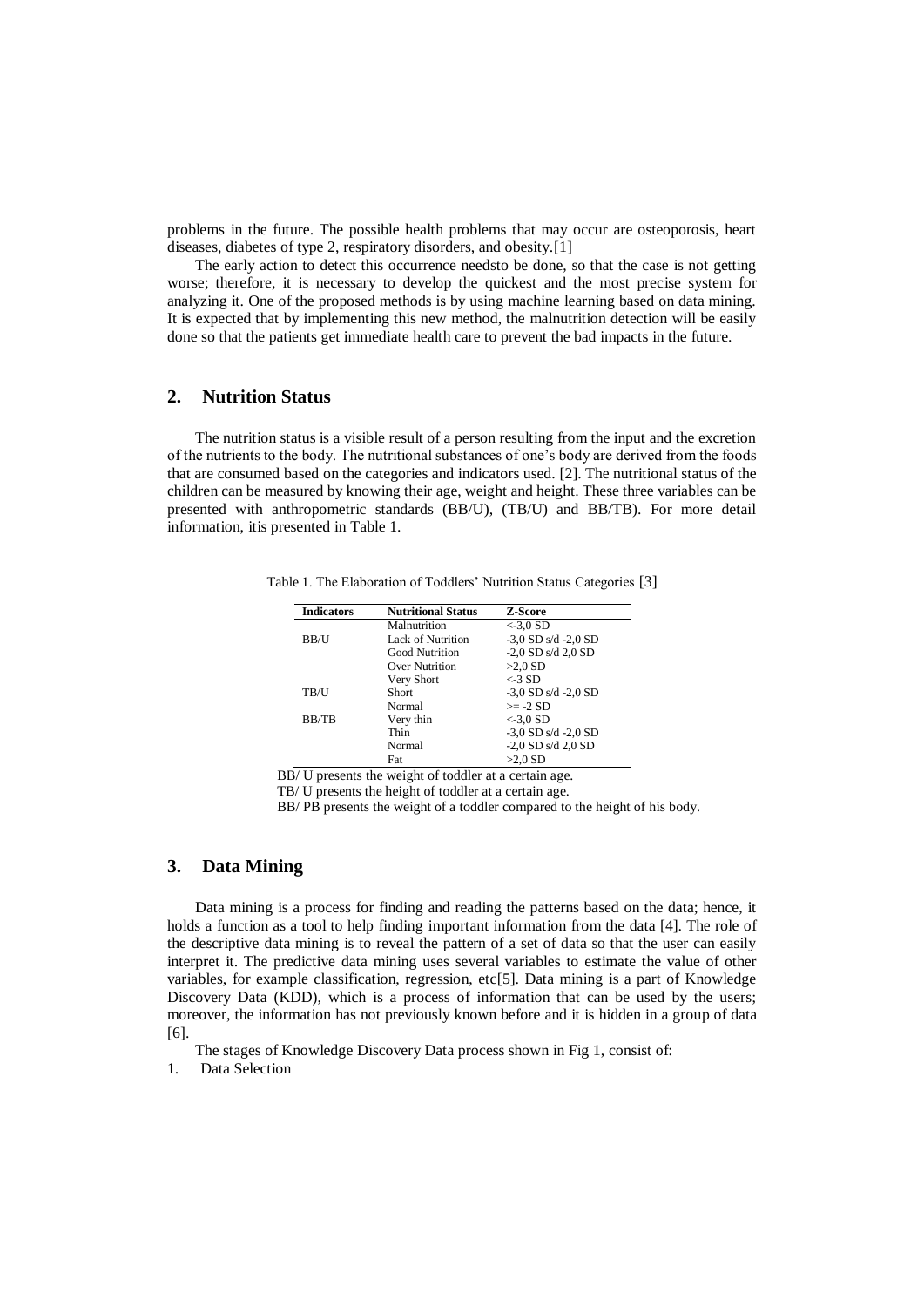problems in the future. The possible health problems that may occur are osteoporosis, heart diseases, diabetes of type 2, respiratory disorders, and obesity.[1]

The early action to detect this occurrence needsto be done, so that the case is not getting worse; therefore, it is necessary to develop the quickest and the most precise system for analyzing it. One of the proposed methods is by using machine learning based on data mining. It is expected that by implementing this new method, the malnutrition detection will be easily done so that the patients get immediate health care to prevent the bad impacts in the future.

## 2. Nutrition Status

The nutrition status is a visible result of a person resulting from the input and the excretion of the nutrients to the body. The nutritional substances of one's body are derived from the foods that are consumed based on the categories and indicators used. [2]. The nutritional status of the children can be measured by knowing their age, weight and height. These three variables can be presented with anthropometric standards (BB/U), (TB/U) and BB/TB). For more detail information, itis presented in Table 1.

Table 1. The Elaboration of Toddlers' Nutrition Status Categories [3]

| Indicators | Nutritional Status | Z-Score |
|---|---|---|
| | Malnutrition | <-3,0 SD |
| BB/U | Lack of Nutrition | -3,0 SD s/d -2,0 SD |
| | Good Nutrition | -2,0 SD s/d 2,0 SD |
| | Over Nutrition | >2,0 SD |
| | Very Short | <-3 SD |
| TB/U | Short | -3,0 SD s/d -2,0 SD |
| | Normal | >= -2 SD |
| BB/TB | Very thin | <-3,0 SD |
| | Thin | -3,0 SD s/d -2,0 SD |
| | Normal | -2,0 SD s/d 2,0 SD |
| | Fat | >2,0 SD |

BB/ U presents the weight of toddler at a certain age.
TB/ U presents the height of toddler at a certain age.
BB/ PB presents the weight of a toddler compared to the height of his body.

## 3. Data Mining

Data mining is a process for finding and reading the patterns based on the data; hence, it holds a function as a tool to help finding important information from the data [4]. The role of the descriptive data mining is to reveal the pattern of a set of data so that the user can easily interpret it. The predictive data mining uses several variables to estimate the value of other variables, for example classification, regression, etc[5]. Data mining is a part of Knowledge Discovery Data (KDD), which is a process of information that can be used by the users; moreover, the information has not previously known before and it is hidden in a group of data [6].

The stages of Knowledge Discovery Data process shown in Fig 1, consist of:

1. Data Selection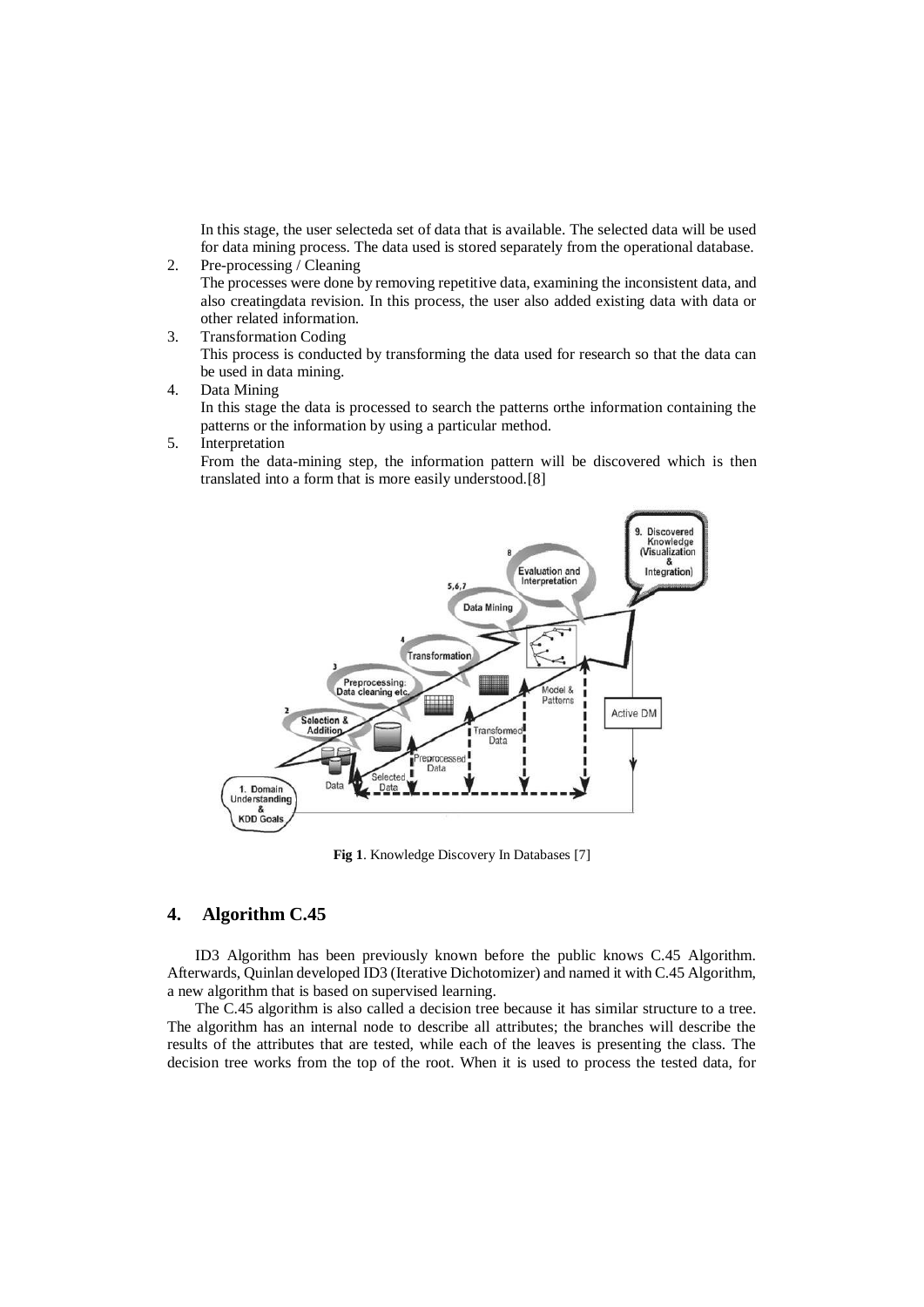In this stage, the user selecteda set of data that is available. The selected data will be used for data mining process. The data used is stored separately from the operational database.

2. Pre-processing / Cleaning
   The processes were done by removing repetitive data, examining the inconsistent data, and also creatingdata revision. In this process, the user also added existing data with data or other related information.
3. Transformation Coding
   This process is conducted by transforming the data used for research so that the data can be used in data mining.
4. Data Mining
   In this stage the data is processed to search the patterns orthe information containing the patterns or the information by using a particular method.
5. Interpretation
   From the data-mining step, the information pattern will be discovered which is then translated into a form that is more easily understood.[8]

**Fig 1**. Knowledge Discovery In Databases [7]

## 4. Algorithm C.45

ID3 Algorithm has been previously known before the public knows C.45 Algorithm. Afterwards, Quinlan developed ID3 (Iterative Dichotomizer) and named it with C.45 Algorithm, a new algorithm that is based on supervised learning.

The C.45 algorithm is also called a decision tree because it has similar structure to a tree. The algorithm has an internal node to describe all attributes; the branches will describe the results of the attributes that are tested, while each of the leaves is presenting the class. The decision tree works from the top of the root. When it is used to process the tested data, for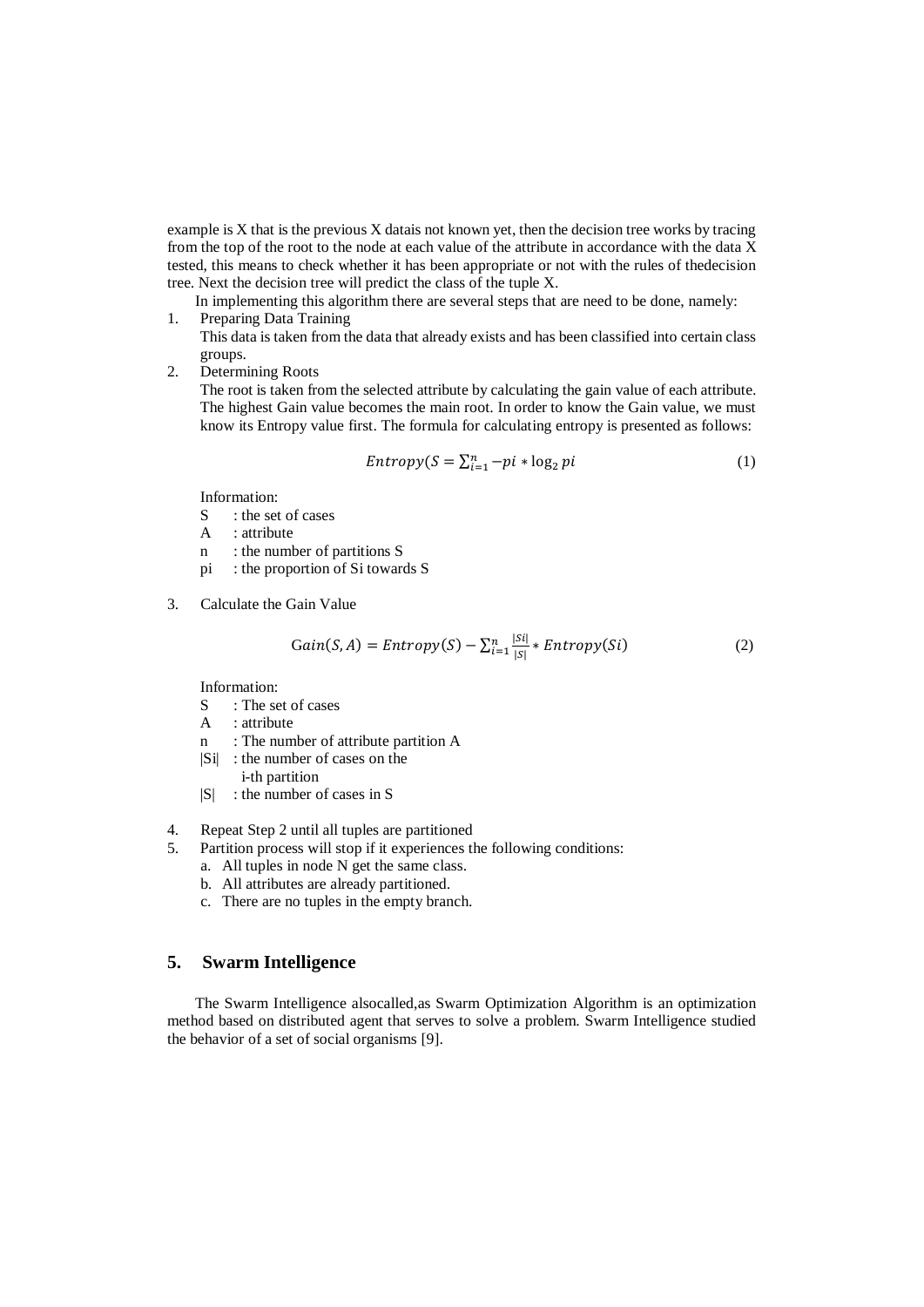example is X that is the previous X datais not known yet, then the decision tree works by tracing from the top of the root to the node at each value of the attribute in accordance with the data X tested, this means to check whether it has been appropriate or not with the rules of thedecision tree. Next the decision tree will predict the class of the tuple X.

In implementing this algorithm there are several steps that are need to be done, namely:

1. Preparing Data Training
   This data is taken from the data that already exists and has been classified into certain class groups.
2. Determining Roots
   The root is taken from the selected attribute by calculating the gain value of each attribute. The highest Gain value becomes the main root. In order to know the Gain value, we must know its Entropy value first. The formula for calculating entropy is presented as follows:

$$Entropy(S = \sum_{i=1}^{n} -pi * \log_2 pi \quad (1)$$

   Information:
   S : the set of cases
   A : attribute
   n : the number of partitions S
   pi : the proportion of Si towards S

3. Calculate the Gain Value

$$Gain(S, A) = Entropy(S) - \sum_{i=1}^{n} \frac{|Si|}{|S|} * Entropy(Si) \quad (2)$$

   Information:
   S : The set of cases
   A : attribute
   n : The number of attribute partition A
   |Si| : the number of cases on the i-th partition
   |S| : the number of cases in S

4. Repeat Step 2 until all tuples are partitioned
5. Partition process will stop if it experiences the following conditions:
   a. All tuples in node N get the same class.
   b. All attributes are already partitioned.
   c. There are no tuples in the empty branch.

## 5. Swarm Intelligence

The Swarm Intelligence alsocalled,as Swarm Optimization Algorithm is an optimization method based on distributed agent that serves to solve a problem. Swarm Intelligence studied the behavior of a set of social organisms [9].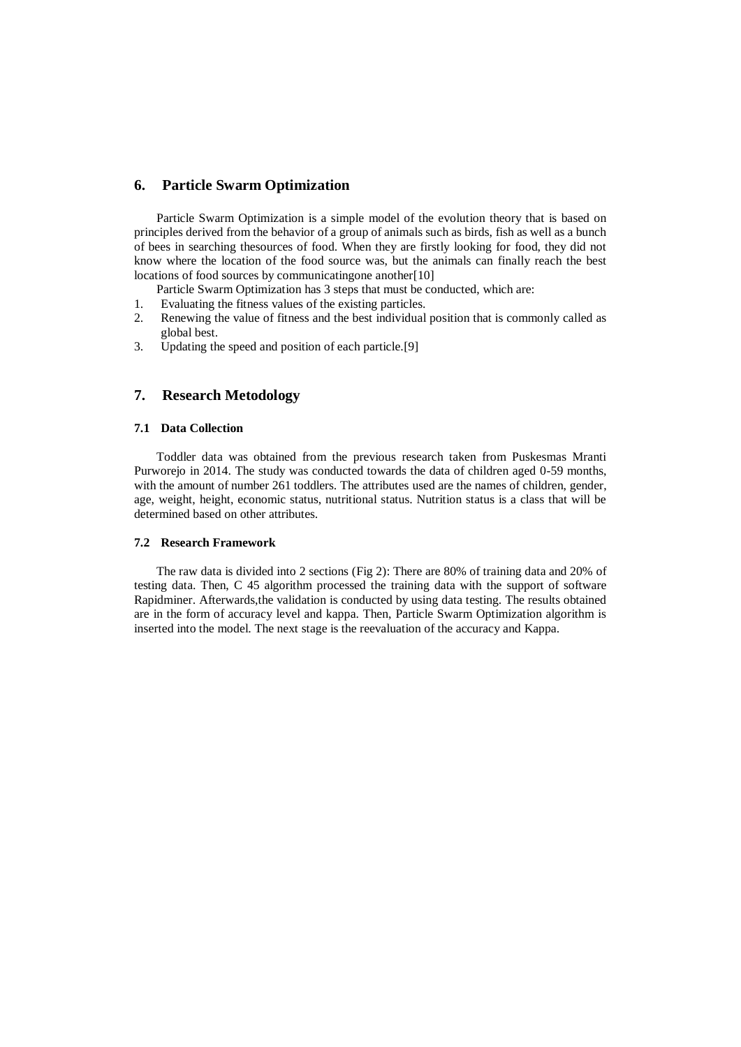## 6. Particle Swarm Optimization

Particle Swarm Optimization is a simple model of the evolution theory that is based on principles derived from the behavior of a group of animals such as birds, fish as well as a bunch of bees in searching thesources of food. When they are firstly looking for food, they did not know where the location of the food source was, but the animals can finally reach the best locations of food sources by communicatingone another[10]

Particle Swarm Optimization has 3 steps that must be conducted, which are:

1. Evaluating the fitness values of the existing particles.
2. Renewing the value of fitness and the best individual position that is commonly called as global best.
3. Updating the speed and position of each particle.[9]

## 7. Research Metodology

### 7.1 Data Collection

Toddler data was obtained from the previous research taken from Puskesmas Mranti Purworejo in 2014. The study was conducted towards the data of children aged 0-59 months, with the amount of number 261 toddlers. The attributes used are the names of children, gender, age, weight, height, economic status, nutritional status. Nutrition status is a class that will be determined based on other attributes.

### 7.2 Research Framework

The raw data is divided into 2 sections (Fig 2): There are 80% of training data and 20% of testing data. Then, C 45 algorithm processed the training data with the support of software Rapidminer. Afterwards,the validation is conducted by using data testing. The results obtained are in the form of accuracy level and kappa. Then, Particle Swarm Optimization algorithm is inserted into the model. The next stage is the reevaluation of the accuracy and Kappa.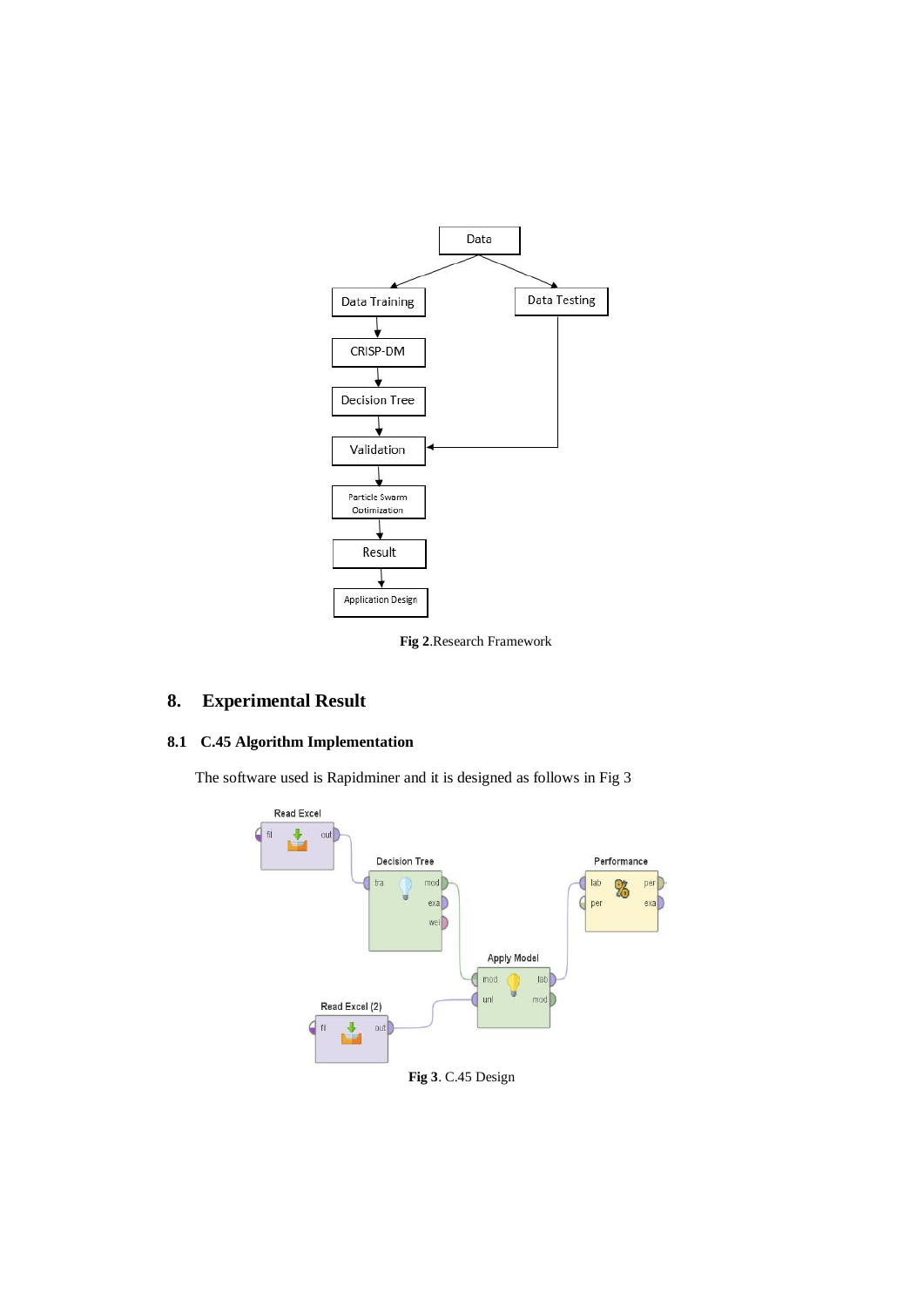Fig 2.Research Framework

## 8. Experimental Result

### 8.1 C.45 Algorithm Implementation

The software used is Rapidminer and it is designed as follows in Fig 3

Fig 3. C.45 Design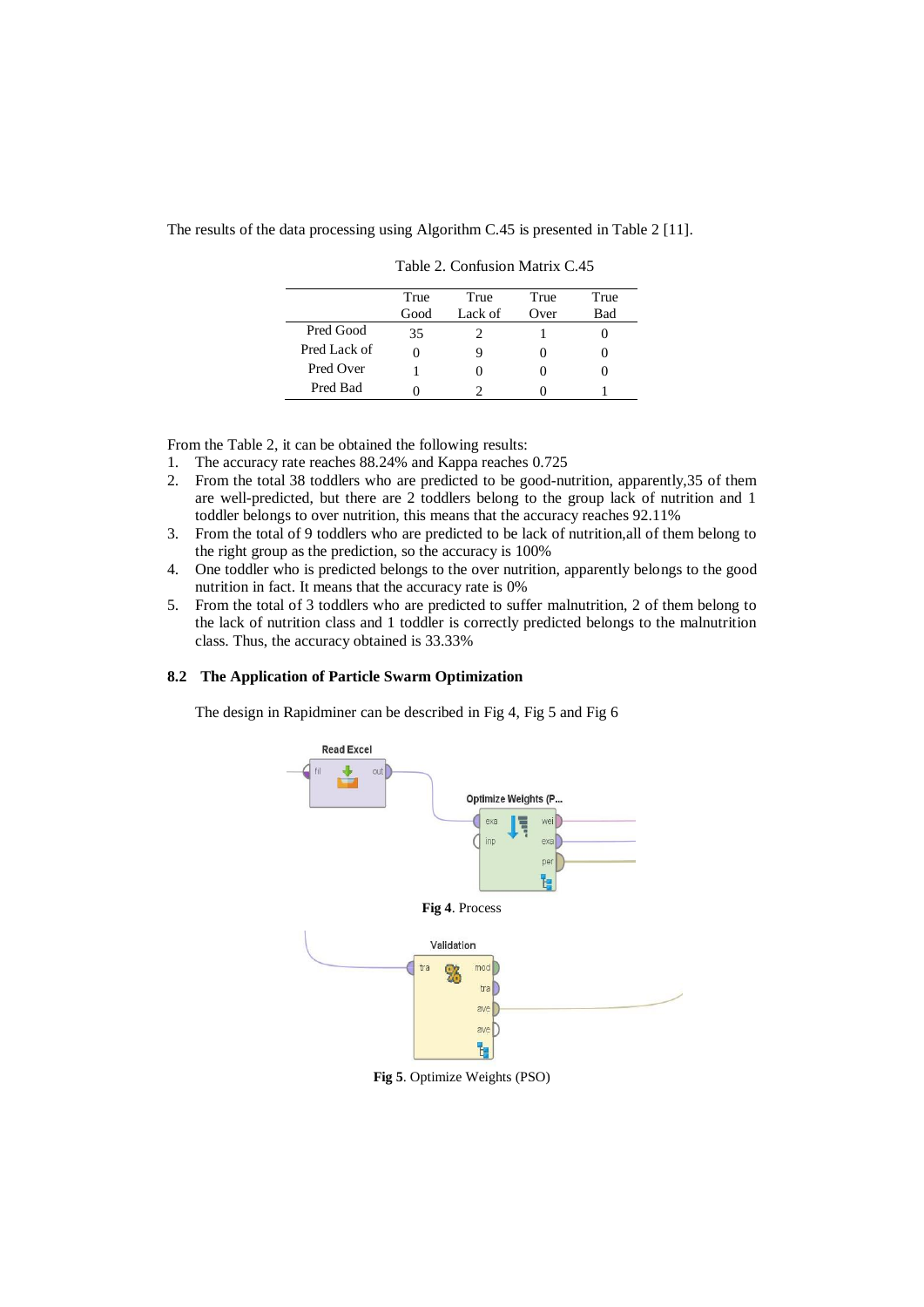The results of the data processing using Algorithm C.45 is presented in Table 2 [11].

Table 2. Confusion Matrix C.45

| | True Good | True Lack of | True Over | True Bad |
|---|---|---|---|---|
| Pred Good | 35 | 2 | 1 | 0 |
| Pred Lack of | 0 | 9 | 0 | 0 |
| Pred Over | 1 | 0 | 0 | 0 |
| Pred Bad | 0 | 2 | 0 | 1 |

From the Table 2, it can be obtained the following results:

1. The accuracy rate reaches 88.24% and Kappa reaches 0.725
2. From the total 38 toddlers who are predicted to be good-nutrition, apparently,35 of them are well-predicted, but there are 2 toddlers belong to the group lack of nutrition and 1 toddler belongs to over nutrition, this means that the accuracy reaches 92.11%
3. From the total of 9 toddlers who are predicted to be lack of nutrition,all of them belong to the right group as the prediction, so the accuracy is 100%
4. One toddler who is predicted belongs to the over nutrition, apparently belongs to the good nutrition in fact. It means that the accuracy rate is 0%
5. From the total of 3 toddlers who are predicted to suffer malnutrition, 2 of them belong to the lack of nutrition class and 1 toddler is correctly predicted belongs to the malnutrition class. Thus, the accuracy obtained is 33.33%

### 8.2 The Application of Particle Swarm Optimization

The design in Rapidminer can be described in Fig 4, Fig 5 and Fig 6

**Fig 4**. Process

**Fig 5**. Optimize Weights (PSO)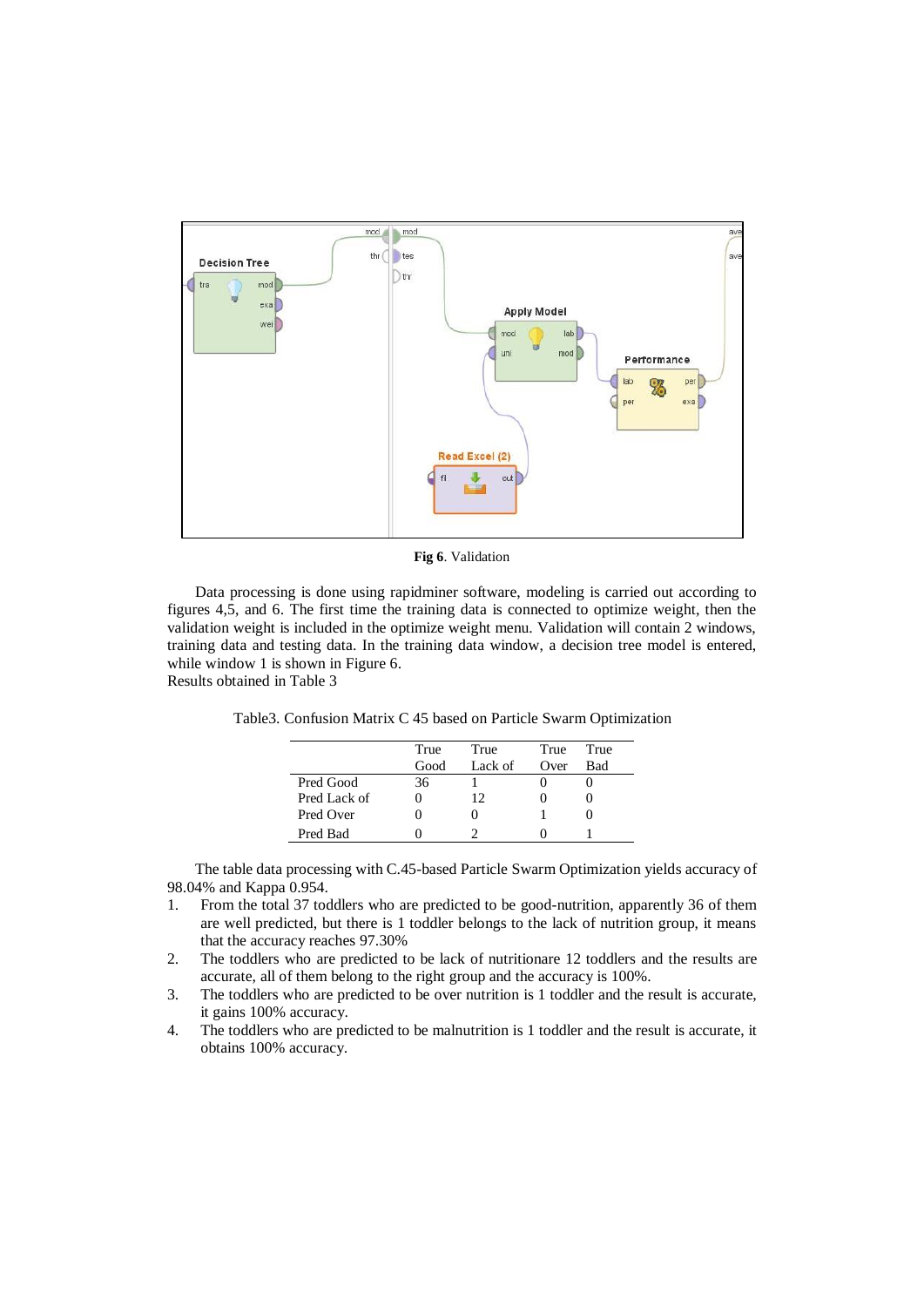**Fig 6**. Validation

Data processing is done using rapidminer software, modeling is carried out according to figures 4,5, and 6. The first time the training data is connected to optimize weight, then the validation weight is included in the optimize weight menu. Validation will contain 2 windows, training data and testing data. In the training data window, a decision tree model is entered, while window 1 is shown in Figure 6.

Results obtained in Table 3

Table3. Confusion Matrix C 45 based on Particle Swarm Optimization

| | True Good | True Lack of | True Over | True Bad |
|---|---|---|---|---|
| Pred Good | 36 | 1 | 0 | 0 |
| Pred Lack of | 0 | 12 | 0 | 0 |
| Pred Over | 0 | 0 | 1 | 0 |
| Pred Bad | 0 | 2 | 0 | 1 |

The table data processing with C.45-based Particle Swarm Optimization yields accuracy of 98.04% and Kappa 0.954.

1. From the total 37 toddlers who are predicted to be good-nutrition, apparently 36 of them are well predicted, but there is 1 toddler belongs to the lack of nutrition group, it means that the accuracy reaches 97.30%
2. The toddlers who are predicted to be lack of nutritionare 12 toddlers and the results are accurate, all of them belong to the right group and the accuracy is 100%.
3. The toddlers who are predicted to be over nutrition is 1 toddler and the result is accurate, it gains 100% accuracy.
4. The toddlers who are predicted to be malnutrition is 1 toddler and the result is accurate, it obtains 100% accuracy.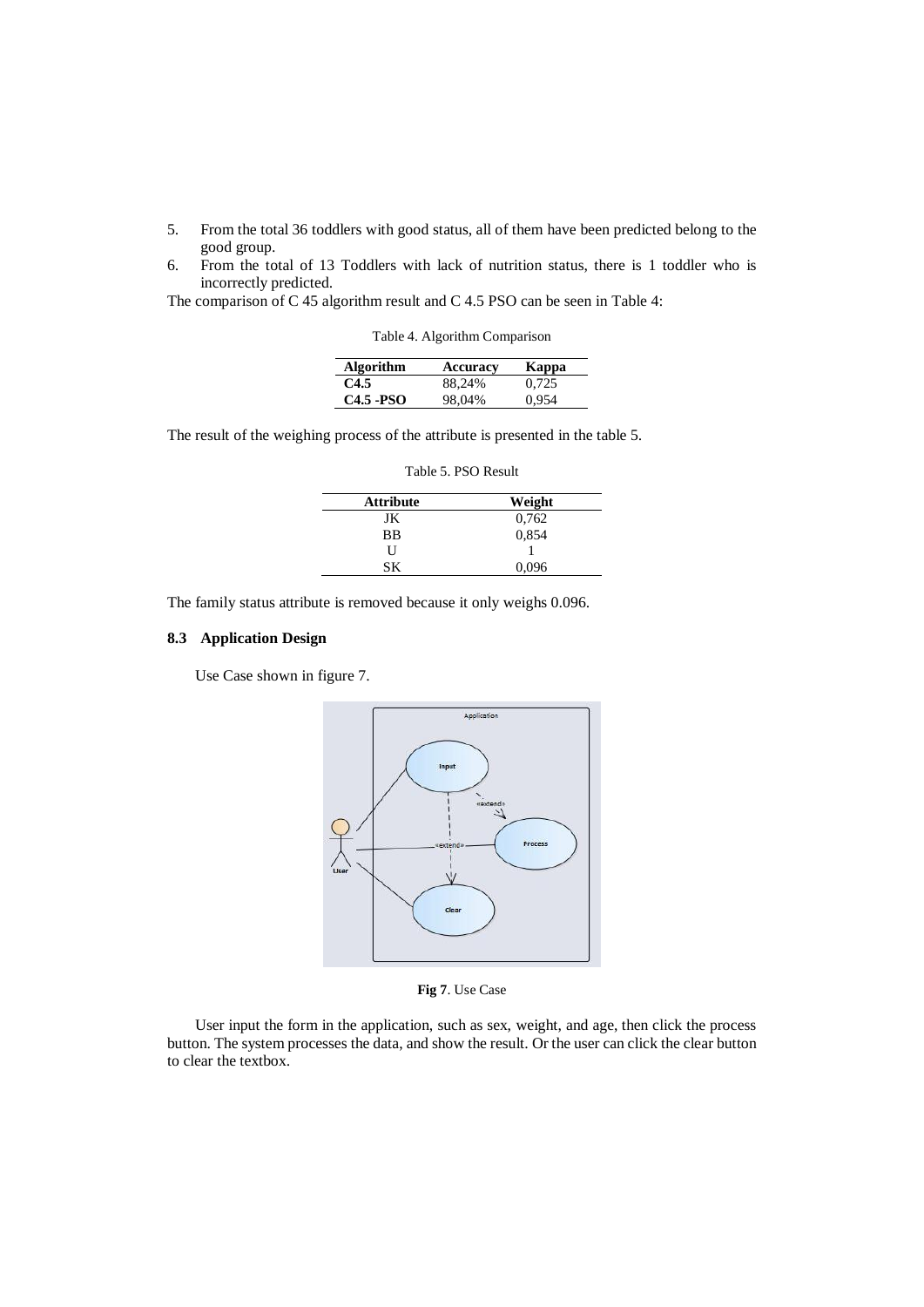5. From the total 36 toddlers with good status, all of them have been predicted belong to the good group.
6. From the total of 13 Toddlers with lack of nutrition status, there is 1 toddler who is incorrectly predicted.

The comparison of C 45 algorithm result and C 4.5 PSO can be seen in Table 4:

Table 4. Algorithm Comparison

| Algorithm | Accuracy | Kappa |
|---|---|---|
| **C4.5** | 88,24% | 0,725 |
| **C4.5 -PSO** | 98,04% | 0,954 |

The result of the weighing process of the attribute is presented in the table 5.

Table 5. PSO Result

| Attribute | Weight |
|---|---|
| JK | 0,762 |
| BB | 0,854 |
| U | 1 |
| SK | 0,096 |

The family status attribute is removed because it only weighs 0.096.

### 8.3 Application Design

Use Case shown in figure 7.

**Fig 7**. Use Case

User input the form in the application, such as sex, weight, and age, then click the process button. The system processes the data, and show the result. Or the user can click the clear button to clear the textbox.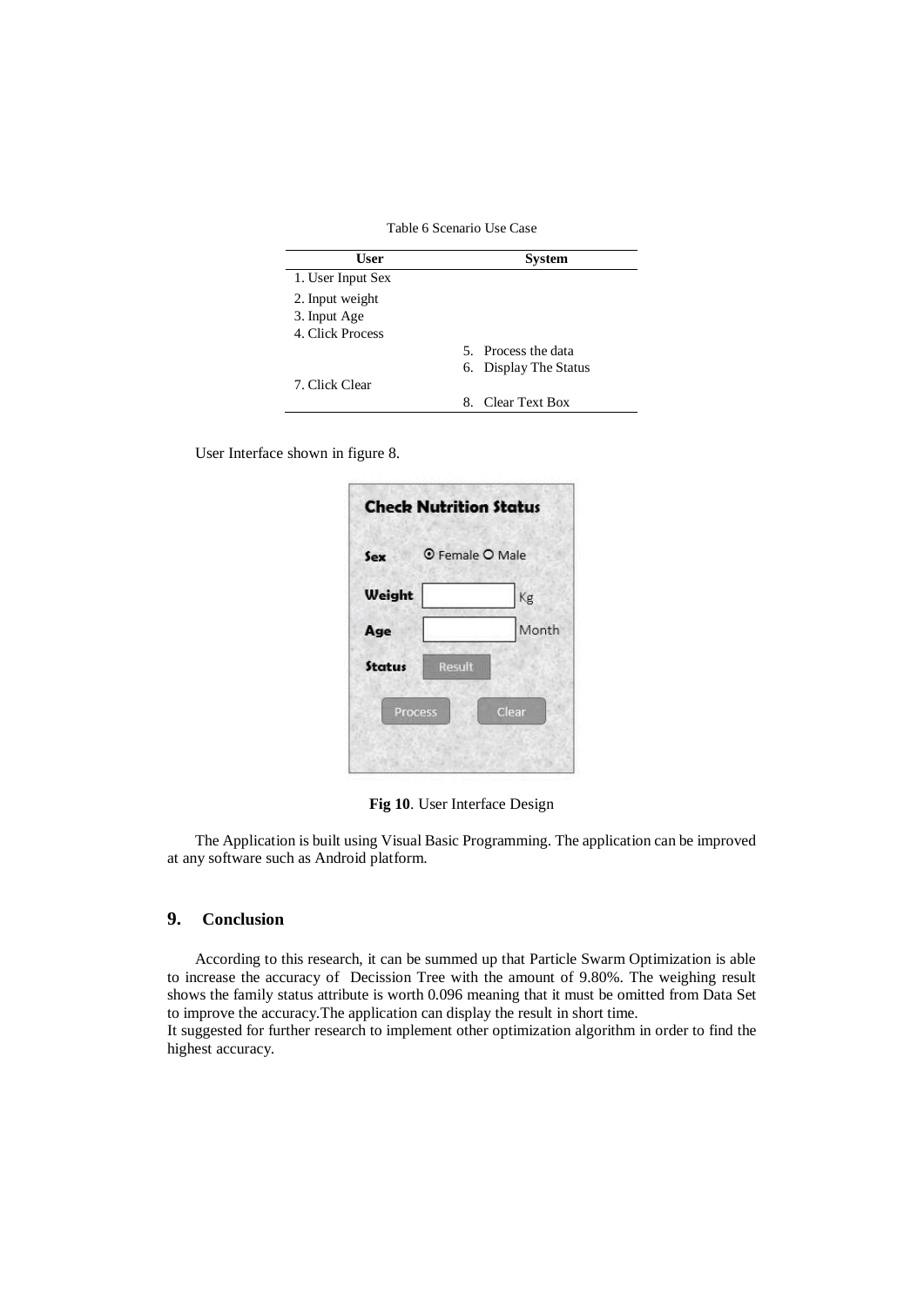Table 6 Scenario Use Case

| User | System |
|---|---|
| 1. User Input Sex | |
| 2. Input weight | |
| 3. Input Age | |
| 4. Click Process | |
| | 5. Process the data |
| | 6. Display The Status |
| 7. Click Clear | |
| | 8. Clear Text Box |

User Interface shown in figure 8.

**Fig 10**. User Interface Design

The Application is built using Visual Basic Programming. The application can be improved at any software such as Android platform.

## 9. Conclusion

According to this research, it can be summed up that Particle Swarm Optimization is able to increase the accuracy of Decission Tree with the amount of 9.80%. The weighing result shows the family status attribute is worth 0.096 meaning that it must be omitted from Data Set to improve the accuracy.The application can display the result in short time.
It suggested for further research to implement other optimization algorithm in order to find the highest accuracy.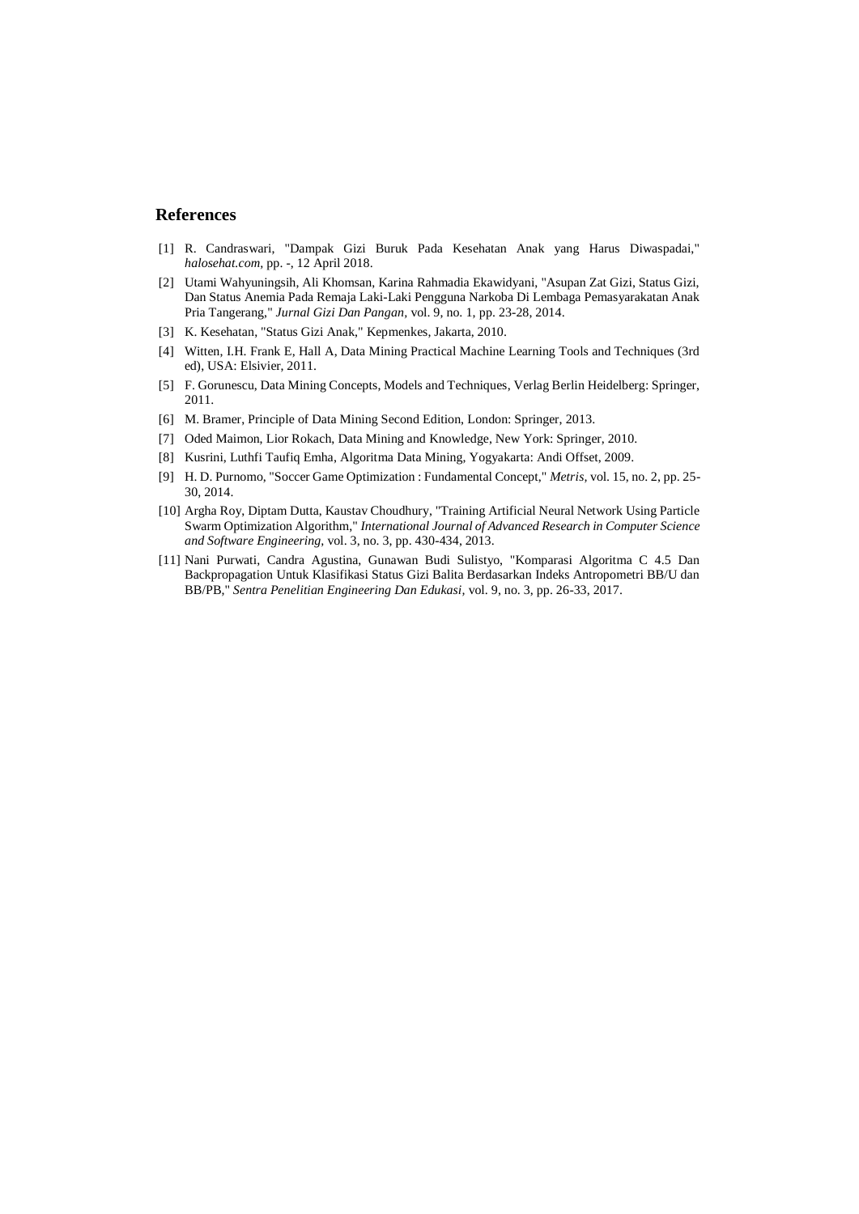## References

[1] R. Candraswari, "Dampak Gizi Buruk Pada Kesehatan Anak yang Harus Diwaspadai," *halosehat.com*, pp. -, 12 April 2018.

[2] Utami Wahyuningsih, Ali Khomsan, Karina Rahmadia Ekawidyani, "Asupan Zat Gizi, Status Gizi, Dan Status Anemia Pada Remaja Laki-Laki Pengguna Narkoba Di Lembaga Pemasyarakatan Anak Pria Tangerang," *Jurnal Gizi Dan Pangan*, vol. 9, no. 1, pp. 23-28, 2014.

[3] K. Kesehatan, "Status Gizi Anak," Kepmenkes, Jakarta, 2010.

[4] Witten, I.H. Frank E, Hall A, Data Mining Practical Machine Learning Tools and Techniques (3rd ed), USA: Elsivier, 2011.

[5] F. Gorunescu, Data Mining Concepts, Models and Techniques, Verlag Berlin Heidelberg: Springer, 2011.

[6] M. Bramer, Principle of Data Mining Second Edition, London: Springer, 2013.

[7] Oded Maimon, Lior Rokach, Data Mining and Knowledge, New York: Springer, 2010.

[8] Kusrini, Luthfi Taufiq Emha, Algoritma Data Mining, Yogyakarta: Andi Offset, 2009.

[9] H. D. Purnomo, "Soccer Game Optimization : Fundamental Concept," *Metris*, vol. 15, no. 2, pp. 25-30, 2014.

[10] Argha Roy, Diptam Dutta, Kaustav Choudhury, "Training Artificial Neural Network Using Particle Swarm Optimization Algorithm," *International Journal of Advanced Research in Computer Science and Software Engineering*, vol. 3, no. 3, pp. 430-434, 2013.

[11] Nani Purwati, Candra Agustina, Gunawan Budi Sulistyo, "Komparasi Algoritma C 4.5 Dan Backpropagation Untuk Klasifikasi Status Gizi Balita Berdasarkan Indeks Antropometri BB/U dan BB/PB," *Sentra Penelitian Engineering Dan Edukasi*, vol. 9, no. 3, pp. 26-33, 2017.